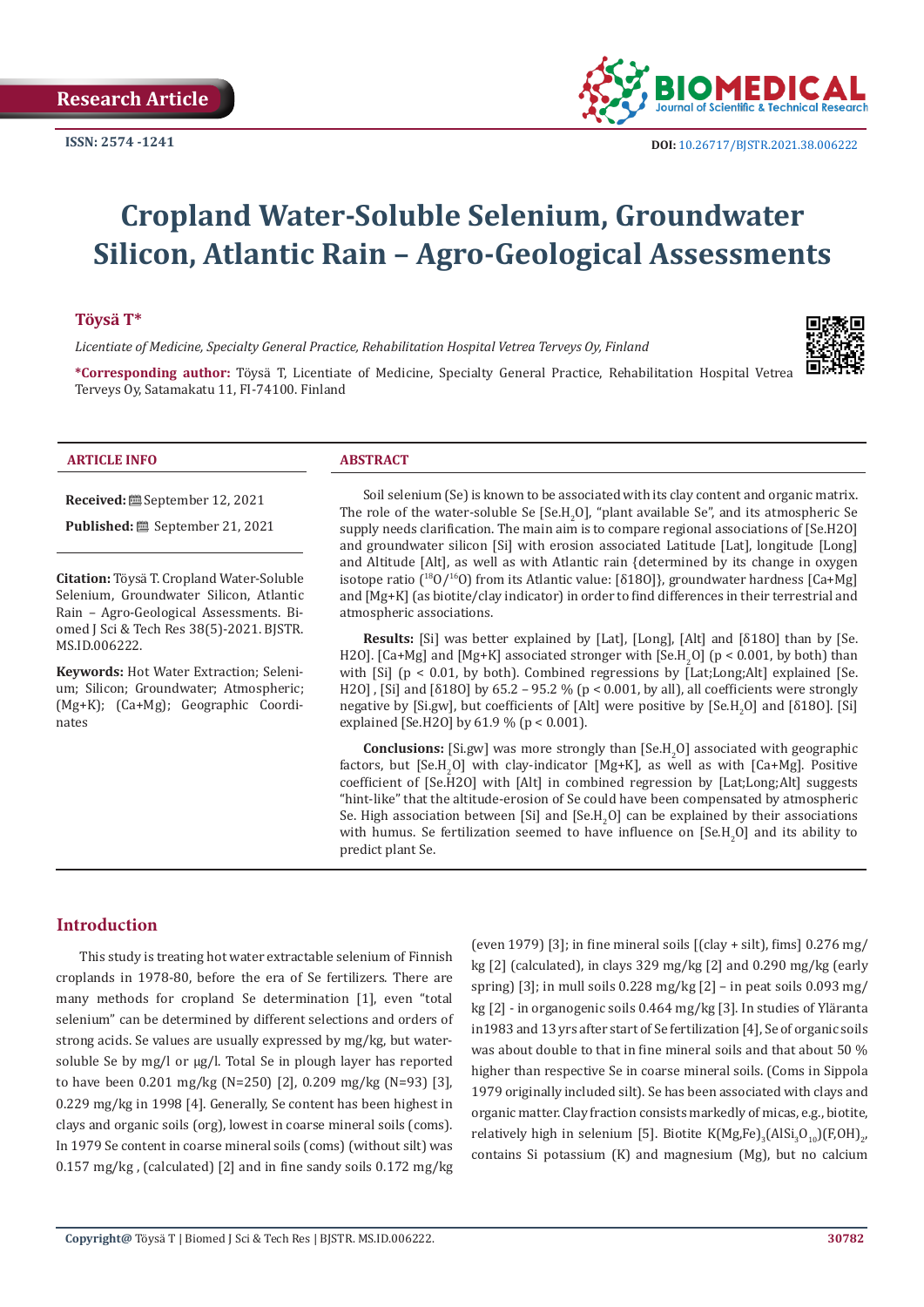Research Article

ISSN: 2574 -1241

DOI: 10.26717/BJSTR.2021.38.006222

# Cropland Water-Soluble Selenium, Groundwater Silicon, Atlantic Rain – Agro-Geological Assessments

**Töysä T\***

*Licentiate of Medicine, Specialty General Practice, Rehabilitation Hospital Vetrea Terveys Oy, Finland*

**\*Corresponding author:** Töysä T, Licentiate of Medicine, Specialty General Practice, Rehabilitation Hospital Vetrea Terveys Oy, Satamakatu 11, FI-74100. Finland

## ARTICLE INFO

**Received:** September 12, 2021

**Published:** September 21, 2021

**Citation:** Töysä T. Cropland Water-Soluble Selenium, Groundwater Silicon, Atlantic Rain – Agro-Geological Assessments. Biomed J Sci & Tech Res 38(5)-2021. BJSTR. MS.ID.006222.

**Keywords:** Hot Water Extraction; Selenium; Silicon; Groundwater; Atmospheric; (Mg+K); (Ca+Mg); Geographic Coordinates

## ABSTRACT

Soil selenium (Se) is known to be associated with its clay content and organic matrix. The role of the water-soluble Se [Se.$H_2O$], "plant available Se", and its atmospheric Se supply needs clarification. The main aim is to compare regional associations of [Se.H2O] and groundwater silicon [Si] with erosion associated Latitude [Lat], longitude [Long] and Altitude [Alt], as well as with Atlantic rain {determined by its change in oxygen isotope ratio ($^{18}O/^{16}O$) from its Atlantic value: [δ18O]}, groundwater hardness [Ca+Mg] and [Mg+K] (as biotite/clay indicator) in order to find differences in their terrestrial and atmospheric associations.

**Results:** [Si] was better explained by [Lat], [Long], [Alt] and [δ18O] than by [Se.H2O]. [Ca+Mg] and [Mg+K] associated stronger with [Se.$H_2O$] ($p < 0.001$, by both) than with [Si] ($p < 0.01$, by both). Combined regressions by [Lat;Long;Alt] explained [Se.H2O] , [Si] and [δ18O] by 65.2 – 95.2 % ($p < 0.001$, by all), all coefficients were strongly negative by [Si.gw], but coefficients of [Alt] were positive by [Se.$H_2O$] and [δ18O]. [Si] explained [Se.H2O] by 61.9 % ($p < 0.001$).

**Conclusions:** [Si.gw] was more strongly than [Se.$H_2O$] associated with geographic factors, but [Se.$H_2O$] with clay-indicator [Mg+K], as well as with [Ca+Mg]. Positive coefficient of [Se.H2O] with [Alt] in combined regression by [Lat;Long;Alt] suggests "hint-like" that the altitude-erosion of Se could have been compensated by atmospheric Se. High association between [Si] and [Se.$H_2O$] can be explained by their associations with humus. Se fertilization seemed to have influence on [Se.$H_2O$] and its ability to predict plant Se.

## Introduction

This study is treating hot water extractable selenium of Finnish croplands in 1978-80, before the era of Se fertilizers. There are many methods for cropland Se determination [1], even "total selenium" can be determined by different selections and orders of strong acids. Se values are usually expressed by mg/kg, but water-soluble Se by mg/l or µg/l. Total Se in plough layer has reported to have been 0.201 mg/kg (N=250) [2], 0.209 mg/kg (N=93) [3], 0.229 mg/kg in 1998 [4]. Generally, Se content has been highest in clays and organic soils (org), lowest in coarse mineral soils (coms). In 1979 Se content in coarse mineral soils (coms) (without silt) was 0.157 mg/kg , (calculated) [2] and in fine sandy soils 0.172 mg/kg (even 1979) [3]; in fine mineral soils [(clay + silt), fims] 0.276 mg/kg [2] (calculated), in clays 329 mg/kg [2] and 0.290 mg/kg (early spring) [3]; in mull soils 0.228 mg/kg [2] – in peat soils 0.093 mg/kg [2] - in organogenic soils 0.464 mg/kg [3]. In studies of Yläranta in1983 and 13 yrs after start of Se fertilization [4], Se of organic soils was about double to that in fine mineral soils and that about 50 % higher than respective Se in coarse mineral soils. (Coms in Sippola 1979 originally included silt). Se has been associated with clays and organic matter. Clay fraction consists markedly of micas, e.g., biotite, relatively high in selenium [5]. Biotite $K(Mg,Fe)_3(AlSi_3O_{10})(F,OH)_2$, contains Si potassium (K) and magnesium (Mg), but no calcium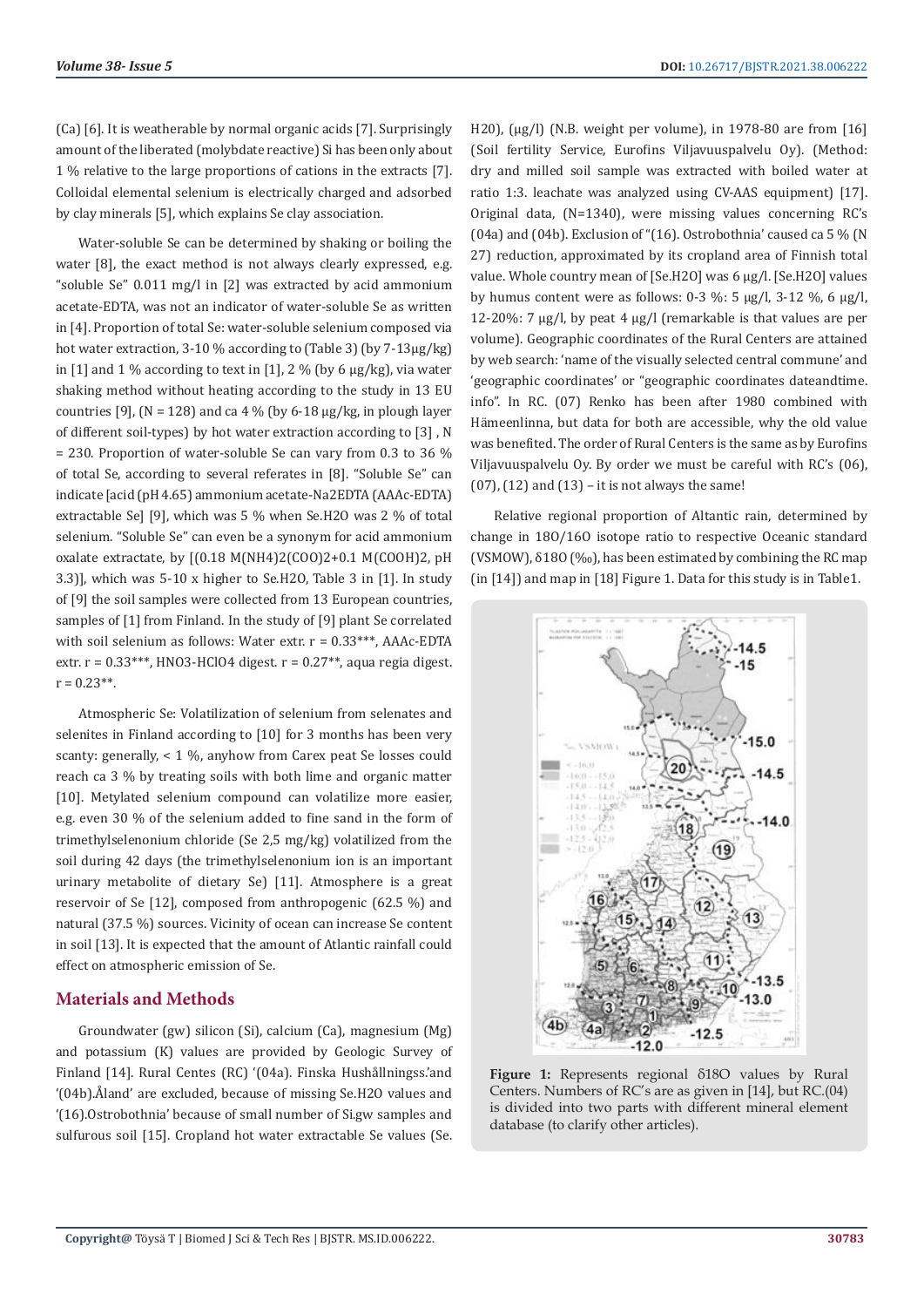(Ca) [6]. It is weatherable by normal organic acids [7]. Surprisingly amount of the liberated (molybdate reactive) Si has been only about 1 % relative to the large proportions of cations in the extracts [7]. Colloidal elemental selenium is electrically charged and adsorbed by clay minerals [5], which explains Se clay association.

Water-soluble Se can be determined by shaking or boiling the water [8], the exact method is not always clearly expressed, e.g. "soluble Se" 0.011 mg/l in [2] was extracted by acid ammonium acetate-EDTA, was not an indicator of water-soluble Se as written in [4]. Proportion of total Se: water-soluble selenium composed via hot water extraction, 3-10 % according to (Table 3) (by 7-13µg/kg) in [1] and 1 % according to text in [1], 2 % (by 6 µg/kg), via water shaking method without heating according to the study in 13 EU countries [9], (N = 128) and ca 4 % (by 6-18 µg/kg, in plough layer of different soil-types) by hot water extraction according to [3] , N = 230. Proportion of water-soluble Se can vary from 0.3 to 36 % of total Se, according to several referates in [8]. "Soluble Se" can indicate [acid (pH 4.65) ammonium acetate-Na2EDTA (AAAc-EDTA) extractable Se] [9], which was 5 % when Se.H2O was 2 % of total selenium. "Soluble Se" can even be a synonym for acid ammonium oxalate extractate, by [(0.18 M(NH4)2(COO)2+0.1 M(COOH)2, pH 3.3)], which was 5-10 x higher to Se.H2O, Table 3 in [1]. In study of [9] the soil samples were collected from 13 European countries, samples of [1] from Finland. In the study of [9] plant Se correlated with soil selenium as follows: Water extr. r = 0.33***, AAAc-EDTA extr. r = 0.33***, HNO3-HClO4 digest. r = 0.27**, aqua regia digest. r = 0.23**.

Atmospheric Se: Volatilization of selenium from selenates and selenites in Finland according to [10] for 3 months has been very scanty: generally, < 1 %, anyhow from Carex peat Se losses could reach ca 3 % by treating soils with both lime and organic matter [10]. Metylated selenium compound can volatilize more easier, e.g. even 30 % of the selenium added to fine sand in the form of trimethylselenonium chloride (Se 2,5 mg/kg) volatilized from the soil during 42 days (the trimethylselenonium ion is an important urinary metabolite of dietary Se) [11]. Atmosphere is a great reservoir of Se [12], composed from anthropogenic (62.5 %) and natural (37.5 %) sources. Vicinity of ocean can increase Se content in soil [13]. It is expected that the amount of Atlantic rainfall could effect on atmospheric emission of Se.

## Materials and Methods

Groundwater (gw) silicon (Si), calcium (Ca), magnesium (Mg) and potassium (K) values are provided by Geologic Survey of Finland [14]. Rural Centes (RC) '(04a). Finska Hushållningss.'and '(04b).Åland' are excluded, because of missing Se.H2O values and '(16).Ostrobothnia' because of small number of Si.gw samples and sulfurous soil [15]. Cropland hot water extractable Se values (Se. H20), (µg/l) (N.B. weight per volume), in 1978-80 are from [16] (Soil fertility Service, Eurofins Viljavuuspalvelu Oy). (Method: dry and milled soil sample was extracted with boiled water at ratio 1:3. leachate was analyzed using CV-AAS equipment) [17]. Original data, (N=1340), were missing values concerning RC's (04a) and (04b). Exclusion of "(16). Ostrobothnia' caused ca 5 % (N 27) reduction, approximated by its cropland area of Finnish total value. Whole country mean of [Se.H2O] was 6 µg/l. [Se.H2O] values by humus content were as follows: 0-3 %: 5 µg/l, 3-12 %, 6 µg/l, 12-20%: 7 µg/l, by peat 4 µg/l (remarkable is that values are per volume). Geographic coordinates of the Rural Centers are attained by web search: 'name of the visually selected central commune' and 'geographic coordinates' or "geographic coordinates dateandtime. info". In RC. (07) Renko has been after 1980 combined with Hämeenlinna, but data for both are accessible, why the old value was benefited. The order of Rural Centers is the same as by Eurofins Viljavuuspalvelu Oy. By order we must be careful with RC's (06), (07), (12) and (13) – it is not always the same!

Relative regional proportion of Altantic rain, determined by change in 18O/16O isotope ratio to respective Oceanic standard (VSMOW), δ18O (‰), has been estimated by combining the RC map (in [14]) and map in [18] Figure 1. Data for this study is in Table1.

**Figure 1:** Represents regional δ18O values by Rural Centers. Numbers of RC's are as given in [14], but RC.(04) is divided into two parts with different mineral element database (to clarify other articles).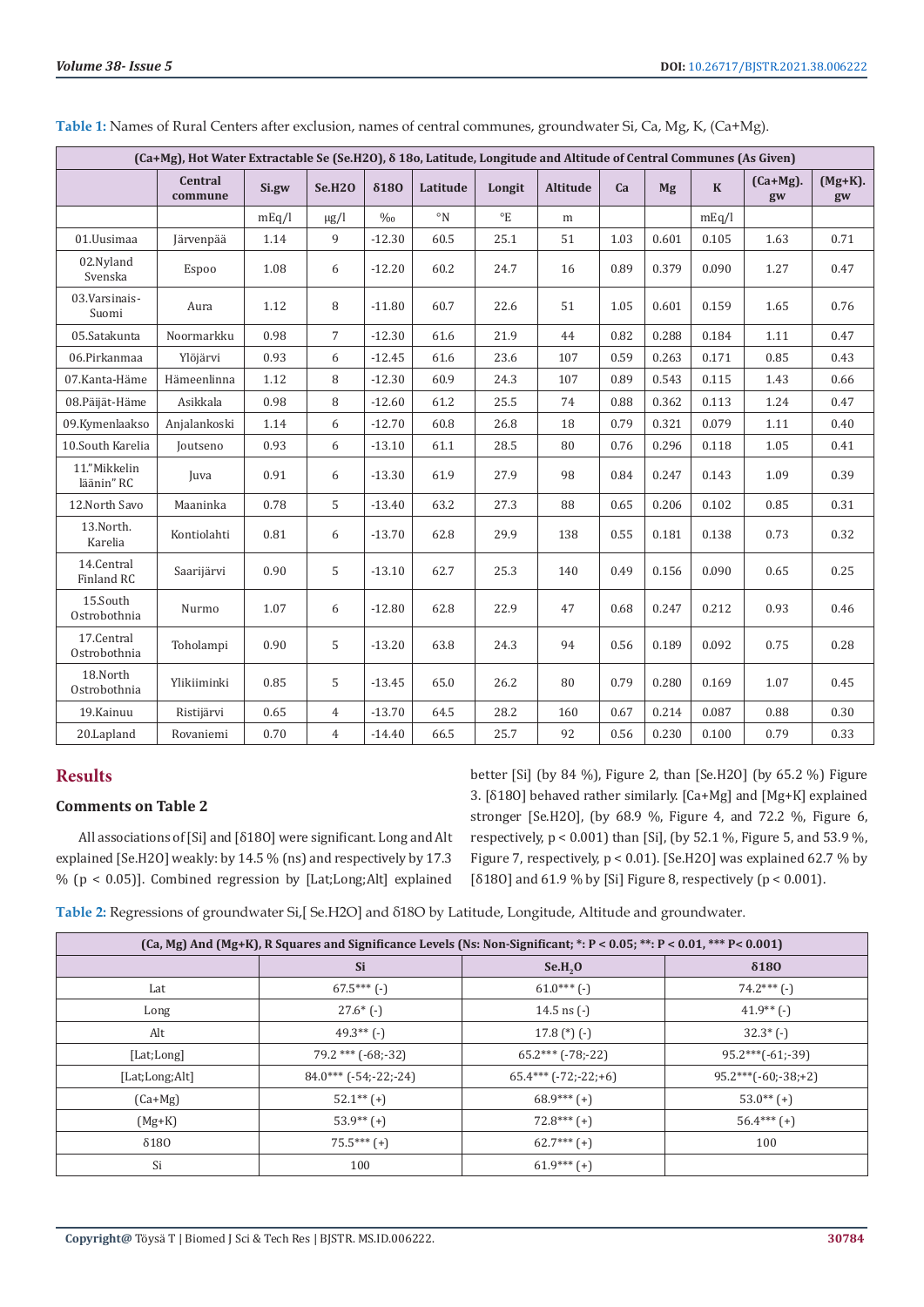**Table 1:** Names of Rural Centers after exclusion, names of central communes, groundwater Si, Ca, Mg, K, (Ca+Mg).

| (Ca+Mg), Hot Water Extractable Se (Se.H2O), δ 18o, Latitude, Longitude and Altitude of Central Communes (As Given) | | | | | | | | | | | | |
|---|---|---|---|---|---|---|---|---|---|---|---|---|
| | Central commune | Si.gw | Se.H2O | δ18O | Latitude | Longit | Altitude | Ca | Mg | K | (Ca+Mg). gw | (Mg+K). gw |
| | | mEq/l | μg/l | ‰ | °N | °E | m | | | mEq/l | | |
| 01.Uusimaa | Järvenpää | 1.14 | 9 | -12.30 | 60.5 | 25.1 | 51 | 1.03 | 0.601 | 0.105 | 1.63 | 0.71 |
| 02.Nyland Svenska | Espoo | 1.08 | 6 | -12.20 | 60.2 | 24.7 | 16 | 0.89 | 0.379 | 0.090 | 1.27 | 0.47 |
| 03.Varsinais-Suomi | Aura | 1.12 | 8 | -11.80 | 60.7 | 22.6 | 51 | 1.05 | 0.601 | 0.159 | 1.65 | 0.76 |
| 05.Satakunta | Noormarkku | 0.98 | 7 | -12.30 | 61.6 | 21.9 | 44 | 0.82 | 0.288 | 0.184 | 1.11 | 0.47 |
| 06.Pirkanmaa | Ylöjärvi | 0.93 | 6 | -12.45 | 61.6 | 23.6 | 107 | 0.59 | 0.263 | 0.171 | 0.85 | 0.43 |
| 07.Kanta-Häme | Hämeenlinna | 1.12 | 8 | -12.30 | 60.9 | 24.3 | 107 | 0.89 | 0.543 | 0.115 | 1.43 | 0.66 |
| 08.Päijät-Häme | Asikkala | 0.98 | 8 | -12.60 | 61.2 | 25.5 | 74 | 0.88 | 0.362 | 0.113 | 1.24 | 0.47 |
| 09.Kymenlaakso | Anjalankoski | 1.14 | 6 | -12.70 | 60.8 | 26.8 | 18 | 0.79 | 0.321 | 0.079 | 1.11 | 0.40 |
| 10.South Karelia | Joutseno | 0.93 | 6 | -13.10 | 61.1 | 28.5 | 80 | 0.76 | 0.296 | 0.118 | 1.05 | 0.41 |
| 11."Mikkelin läänin" RC | Juva | 0.91 | 6 | -13.30 | 61.9 | 27.9 | 98 | 0.84 | 0.247 | 0.143 | 1.09 | 0.39 |
| 12.North Savo | Maaninka | 0.78 | 5 | -13.40 | 63.2 | 27.3 | 88 | 0.65 | 0.206 | 0.102 | 0.85 | 0.31 |
| 13.North. Karelia | Kontiolahti | 0.81 | 6 | -13.70 | 62.8 | 29.9 | 138 | 0.55 | 0.181 | 0.138 | 0.73 | 0.32 |
| 14.Central Finland RC | Saarijärvi | 0.90 | 5 | -13.10 | 62.7 | 25.3 | 140 | 0.49 | 0.156 | 0.090 | 0.65 | 0.25 |
| 15.South Ostrobothnia | Nurmo | 1.07 | 6 | -12.80 | 62.8 | 22.9 | 47 | 0.68 | 0.247 | 0.212 | 0.93 | 0.46 |
| 17.Central Ostrobothnia | Toholampi | 0.90 | 5 | -13.20 | 63.8 | 24.3 | 94 | 0.56 | 0.189 | 0.092 | 0.75 | 0.28 |
| 18.North Ostrobothnia | Ylikiiminki | 0.85 | 5 | -13.45 | 65.0 | 26.2 | 80 | 0.79 | 0.280 | 0.169 | 1.07 | 0.45 |
| 19.Kainuu | Ristijärvi | 0.65 | 4 | -13.70 | 64.5 | 28.2 | 160 | 0.67 | 0.214 | 0.087 | 0.88 | 0.30 |
| 20.Lapland | Rovaniemi | 0.70 | 4 | -14.40 | 66.5 | 25.7 | 92 | 0.56 | 0.230 | 0.100 | 0.79 | 0.33 |

## Results

### Comments on Table 2

All associations of [Si] and [δ18O] were significant. Long and Alt explained [Se.H2O] weakly: by 14.5 % (ns) and respectively by 17.3 % ($p < 0.05$)]. Combined regression by [Lat;Long;Alt] explained better [Si] (by 84 %), Figure 2, than [Se.H2O] (by 65.2 %) Figure 3. [δ18O] behaved rather similarly. [Ca+Mg] and [Mg+K] explained stronger [Se.H2O], (by 68.9 %, Figure 4, and 72.2 %, Figure 6, respectively, $p < 0.001$) than [Si], (by 52.1 %, Figure 5, and 53.9 %, Figure 7, respectively, $p < 0.01$). [Se.H2O] was explained 62.7 % by [δ18O] and 61.9 % by [Si] Figure 8, respectively ($p < 0.001$).

**Table 2:** Regressions of groundwater Si,[ Se.H2O] and δ18O by Latitude, Longitude, Altitude and groundwater.

| (Ca, Mg) And (Mg+K), R Squares and Significance Levels (Ns: Non-Significant; *: P < 0.05; **: P < 0.01, *** P< 0.001) | | | |
|---|---|---|---|
| | Si | Se.$H_2O$ | δ18O |
| Lat | 67.5*** (-) | 61.0*** (-) | 74.2*** (-) |
| Long | 27.6* (-) | 14.5 ns (-) | 41.9** (-) |
| Alt | 49.3** (-) | 17.8 (*) (-) | 32.3* (-) |
| [Lat;Long] | 79.2 *** (-68;-32) | 65.2*** (-78;-22) | 95.2***(-61;-39) |
| [Lat;Long;Alt] | 84.0*** (-54;-22;-24) | 65.4*** (-72;-22;+6) | 95.2***(-60;-38;+2) |
| (Ca+Mg) | 52.1** (+) | 68.9*** (+) | 53.0** (+) |
| (Mg+K) | 53.9** (+) | 72.8*** (+) | 56.4*** (+) |
| δ18O | 75.5*** (+) | 62.7*** (+) | 100 |
| Si | 100 | 61.9*** (+) | |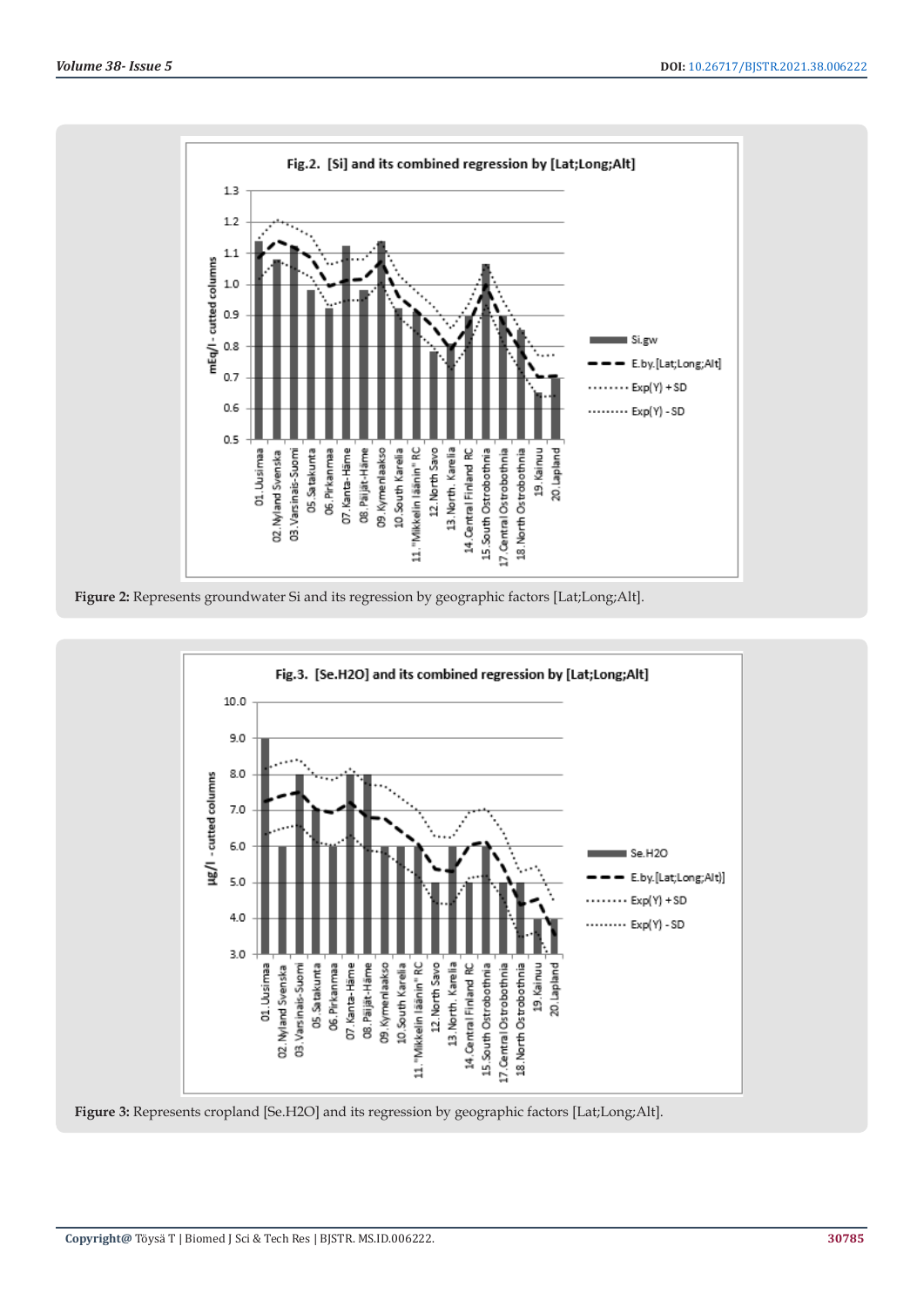**Figure 2:** Represents groundwater Si and its regression by geographic factors [Lat;Long;Alt].

**Figure 3:** Represents cropland [Se.H2O] and its regression by geographic factors [Lat;Long;Alt].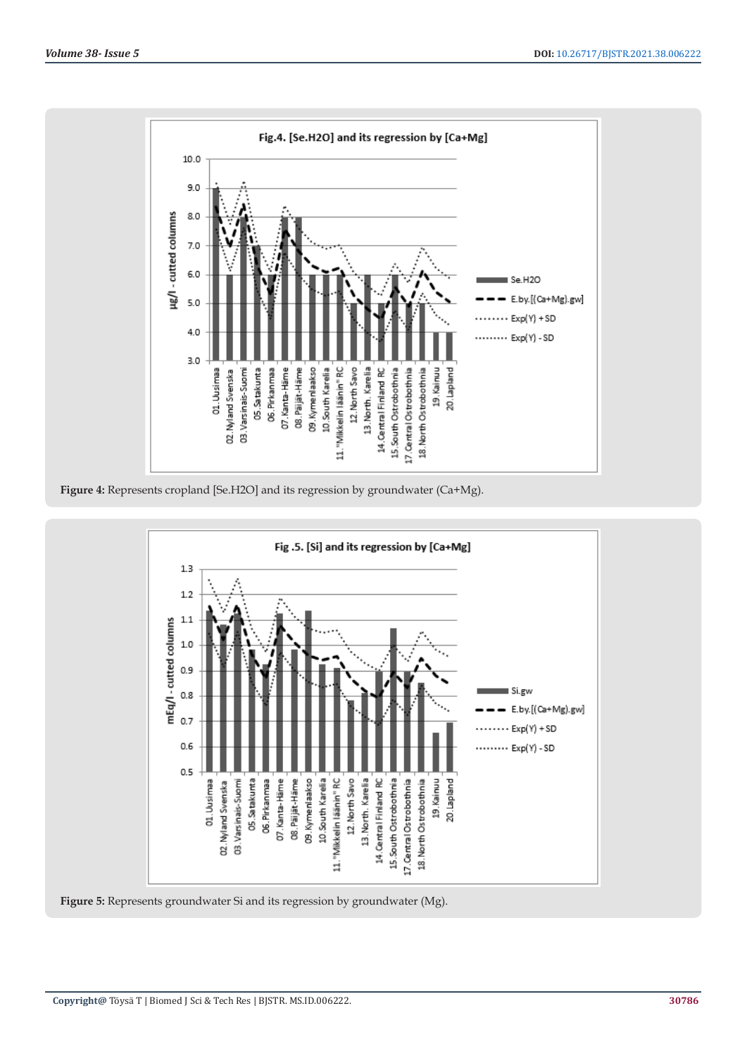Fig.4. [Se.H2O] and its regression by [Ca+Mg]

Figure 4: Represents cropland [Se.H2O] and its regression by groundwater (Ca+Mg).

Fig .5. [Si] and its regression by [Ca+Mg]

Figure 5: Represents groundwater Si and its regression by groundwater (Mg).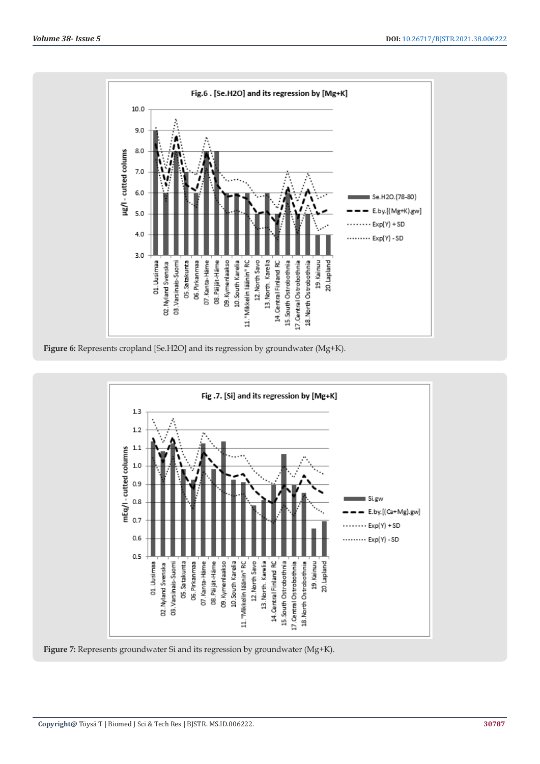Fig.6 . [Se.H2O] and its regression by [Mg+K]

Figure 6: Represents cropland [Se.H2O] and its regression by groundwater (Mg+K).

Fig .7. [Si] and its regression by [Mg+K]

Figure 7: Represents groundwater Si and its regression by groundwater (Mg+K).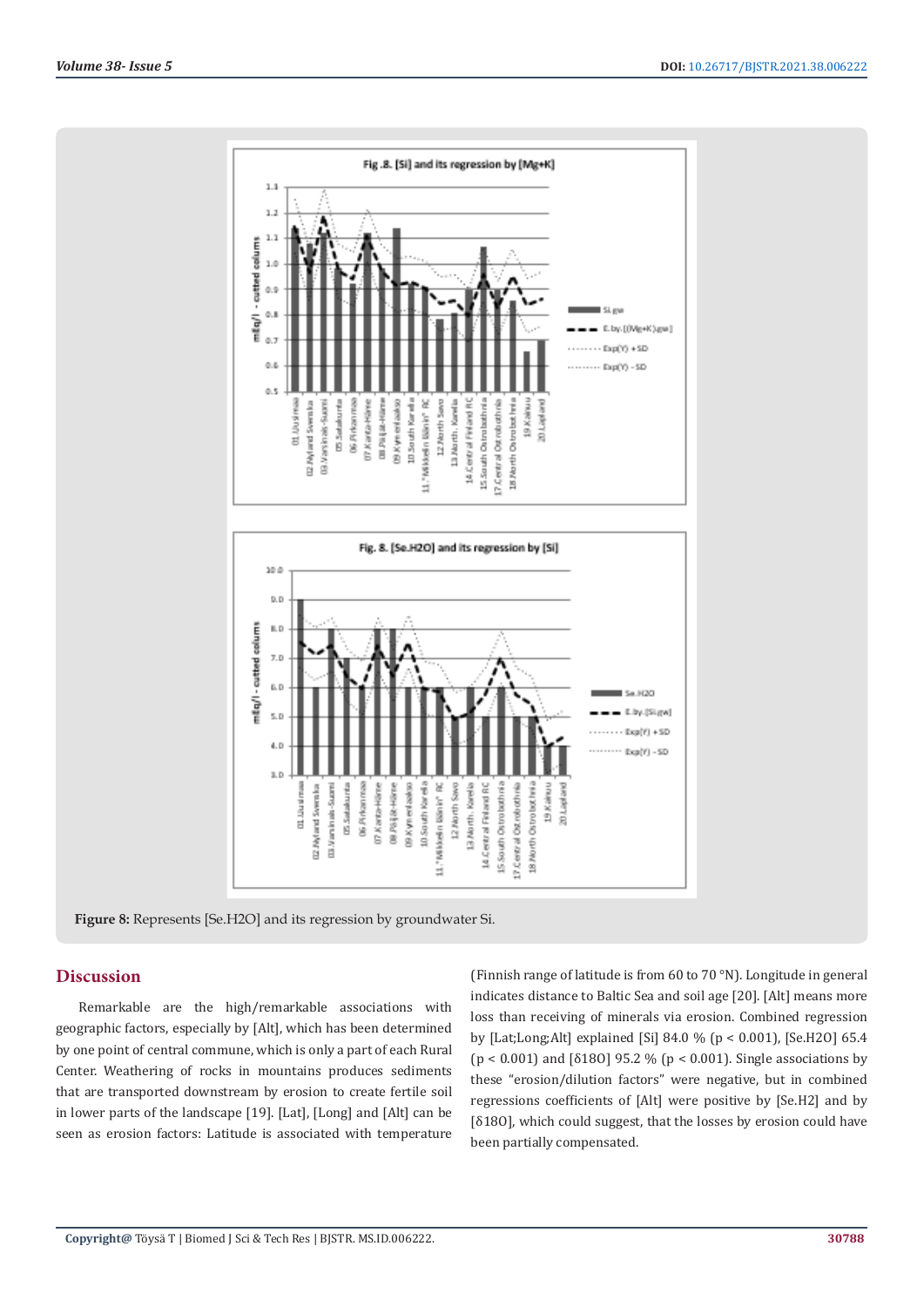**Figure 8:** Represents [Se.H2O] and its regression by groundwater Si.

## Discussion

Remarkable are the high/remarkable associations with geographic factors, especially by [Alt], which has been determined by one point of central commune, which is only a part of each Rural Center. Weathering of rocks in mountains produces sediments that are transported downstream by erosion to create fertile soil in lower parts of the landscape [19]. [Lat], [Long] and [Alt] can be seen as erosion factors: Latitude is associated with temperature (Finnish range of latitude is from 60 to 70 °N). Longitude in general indicates distance to Baltic Sea and soil age [20]. [Alt] means more loss than receiving of minerals via erosion. Combined regression by [Lat;Long;Alt] explained [Si] 84.0 % ($p < 0.001$), [Se.H2O] 65.4 ($p < 0.001$) and [δ18O] 95.2 % ($p < 0.001$). Single associations by these "erosion/dilution factors" were negative, but in combined regressions coefficients of [Alt] were positive by [Se.H2] and by [δ18O], which could suggest, that the losses by erosion could have been partially compensated.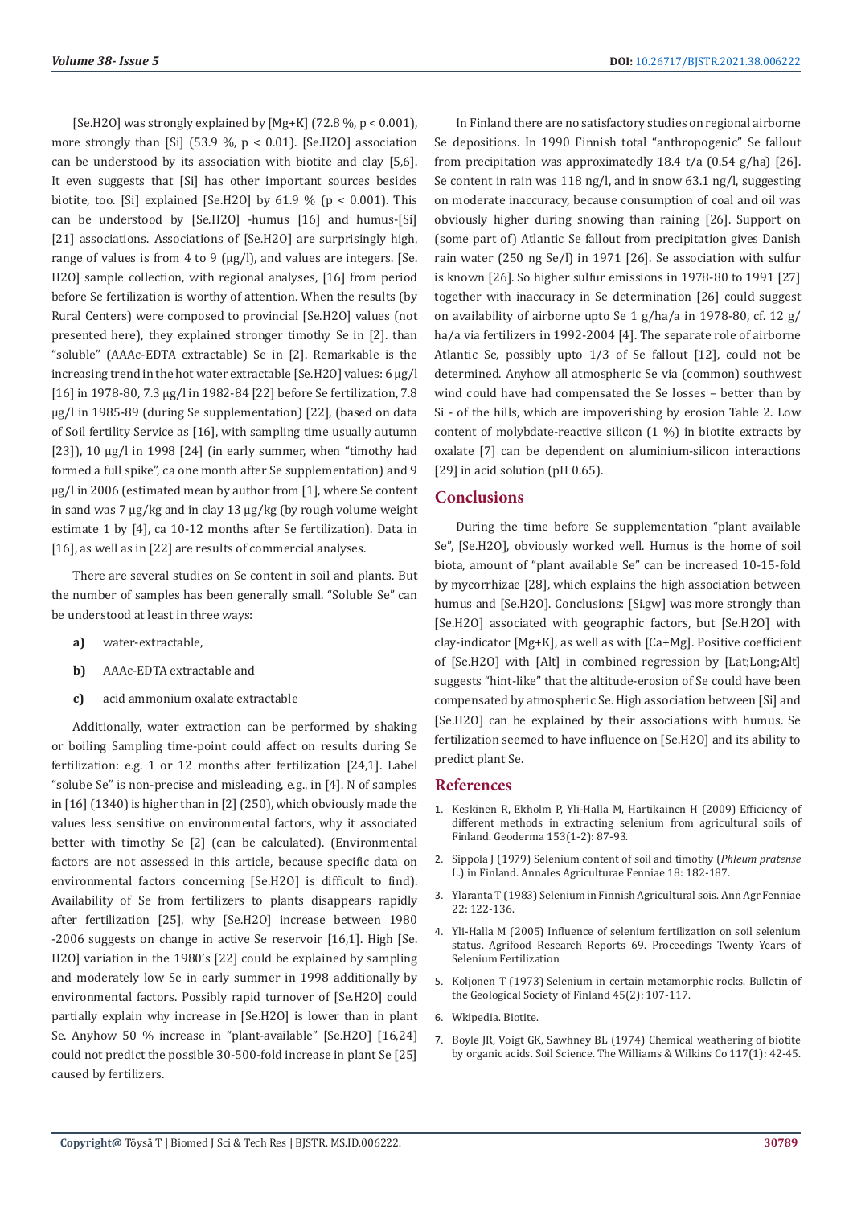[Se.H2O] was strongly explained by [Mg+K] (72.8 %, $p < 0.001$), more strongly than [Si] (53.9 %, $p < 0.01$). [Se.H2O] association can be understood by its association with biotite and clay [5,6]. It even suggests that [Si] has other important sources besides biotite, too. [Si] explained [Se.H2O] by 61.9 % ($p < 0.001$). This can be understood by [Se.H2O] -humus [16] and humus-[Si] [21] associations. Associations of [Se.H2O] are surprisingly high, range of values is from 4 to 9 (μg/l), and values are integers. [Se.H2O] sample collection, with regional analyses, [16] from period before Se fertilization is worthy of attention. When the results (by Rural Centers) were composed to provincial [Se.H2O] values (not presented here), they explained stronger timothy Se in [2]. than "soluble" (AAAc-EDTA extractable) Se in [2]. Remarkable is the increasing trend in the hot water extractable [Se.H2O] values: 6 μg/l [16] in 1978-80, 7.3 μg/l in 1982-84 [22] before Se fertilization, 7.8 μg/l in 1985-89 (during Se supplementation) [22], (based on data of Soil fertility Service as [16], with sampling time usually autumn [23]), 10 μg/l in 1998 [24] (in early summer, when "timothy had formed a full spike", ca one month after Se supplementation) and 9 μg/l in 2006 (estimated mean by author from [1], where Se content in sand was 7 μg/kg and in clay 13 μg/kg (by rough volume weight estimate 1 by [4], ca 10-12 months after Se fertilization). Data in [16], as well as in [22] are results of commercial analyses.

There are several studies on Se content in soil and plants. But the number of samples has been generally small. "Soluble Se" can be understood at least in three ways:

a) water-extractable,

b) AAAc-EDTA extractable and

c) acid ammonium oxalate extractable

Additionally, water extraction can be performed by shaking or boiling Sampling time-point could affect on results during Se fertilization: e.g. 1 or 12 months after fertilization [24,1]. Label "solube Se" is non-precise and misleading, e.g., in [4]. N of samples in [16] (1340) is higher than in [2] (250), which obviously made the values less sensitive on environmental factors, why it associated better with timothy Se [2] (can be calculated). (Environmental factors are not assessed in this article, because specific data on environmental factors concerning [Se.H2O] is difficult to find). Availability of Se from fertilizers to plants disappears rapidly after fertilization [25], why [Se.H2O] increase between 1980 -2006 suggests on change in active Se reservoir [16,1]. High [Se.H2O] variation in the 1980's [22] could be explained by sampling and moderately low Se in early summer in 1998 additionally by environmental factors. Possibly rapid turnover of [Se.H2O] could partially explain why increase in [Se.H2O] is lower than in plant Se. Anyhow 50 % increase in "plant-available" [Se.H2O] [16,24] could not predict the possible 30-500-fold increase in plant Se [25] caused by fertilizers.

In Finland there are no satisfactory studies on regional airborne Se depositions. In 1990 Finnish total "anthropogenic" Se fallout from precipitation was approximatedly 18.4 t/a (0.54 g/ha) [26]. Se content in rain was 118 ng/l, and in snow 63.1 ng/l, suggesting on moderate inaccuracy, because consumption of coal and oil was obviously higher during snowing than raining [26]. Support on (some part of) Atlantic Se fallout from precipitation gives Danish rain water (250 ng Se/l) in 1971 [26]. Se association with sulfur is known [26]. So higher sulfur emissions in 1978-80 to 1991 [27] together with inaccuracy in Se determination [26] could suggest on availability of airborne upto Se 1 g/ha/a in 1978-80, cf. 12 g/ha/a via fertilizers in 1992-2004 [4]. The separate role of airborne Atlantic Se, possibly upto 1/3 of Se fallout [12], could not be determined. Anyhow all atmospheric Se via (common) southwest wind could have had compensated the Se losses – better than by Si - of the hills, which are impoverishing by erosion Table 2. Low content of molybdate-reactive silicon (1 %) in biotite extracts by oxalate [7] can be dependent on aluminium-silicon interactions [29] in acid solution (pH 0.65).

## Conclusions

During the time before Se supplementation "plant available Se", [Se.H2O], obviously worked well. Humus is the home of soil biota, amount of "plant available Se" can be increased 10-15-fold by mycorrhizae [28], which explains the high association between humus and [Se.H2O]. Conclusions: [Si.gw] was more strongly than [Se.H2O] associated with geographic factors, but [Se.H2O] with clay-indicator [Mg+K], as well as with [Ca+Mg]. Positive coefficient of [Se.H2O] with [Alt] in combined regression by [Lat;Long;Alt] suggests "hint-like" that the altitude-erosion of Se could have been compensated by atmospheric Se. High association between [Si] and [Se.H2O] can be explained by their associations with humus. Se fertilization seemed to have influence on [Se.H2O] and its ability to predict plant Se.

## References

1. Keskinen R, Ekholm P, Yli-Halla M, Hartikainen H (2009) Efficiency of different methods in extracting selenium from agricultural soils of Finland. Geoderma 153(1-2): 87-93.
2. Sippola J (1979) Selenium content of soil and timothy (*Phleum pratense* L.) in Finland. Annales Agriculturae Fenniae 18: 182-187.
3. Yläranta T (1983) Selenium in Finnish Agricultural sois. Ann Agr Fenniae 22: 122-136.
4. Yli-Halla M (2005) Influence of selenium fertilization on soil selenium status. Agrifood Research Reports 69. Proceedings Twenty Years of Selenium Fertilization
5. Koljonen T (1973) Selenium in certain metamorphic rocks. Bulletin of the Geological Society of Finland 45(2): 107-117.
6. Wkipedia. Biotite.
7. Boyle JR, Voigt GK, Sawhney BL (1974) Chemical weathering of biotite by organic acids. Soil Science. The Williams & Wilkins Co 117(1): 42-45.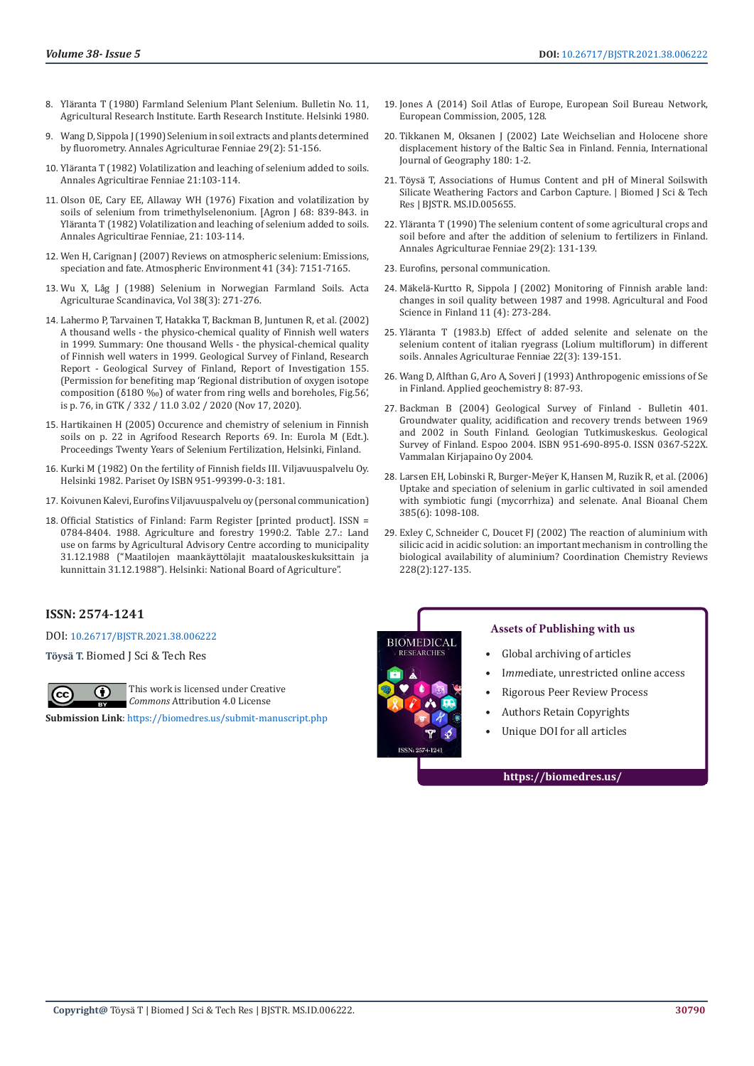8. Yläranta T (1980) Farmland Selenium Plant Selenium. Bulletin No. 11, Agricultural Research Institute. Earth Research Institute. Helsinki 1980.

9. Wang D, Sippola J (1990) Selenium in soil extracts and plants determined by fluorometry. Annales Agriculturae Fenniae 29(2): 51-156.

10. Yläranta T (1982) Volatilization and leaching of selenium added to soils. Annales Agricultirae Fenniae 21:103-114.

11. Olson 0E, Cary EE, Allaway WH (1976) Fixation and volatilization by soils of selenium from trimethylselenonium. [Agron J 68: 839-843. in Yläranta T (1982) Volatilization and leaching of selenium added to soils. Annales Agricultirae Fenniae, 21: 103-114.

12. Wen H, Carignan J (2007) Reviews on atmospheric selenium: Emissions, speciation and fate. Atmospheric Environment 41 (34): 7151-7165.

13. Wu X, Låg J (1988) Selenium in Norwegian Farmland Soils. Acta Agriculturae Scandinavica, Vol 38(3): 271-276.

14. Lahermo P, Tarvainen T, Hatakka T, Backman B, Juntunen R, et al. (2002) A thousand wells - the physico-chemical quality of Finnish well waters in 1999. Summary: One thousand Wells - the physical-chemical quality of Finnish well waters in 1999. Geological Survey of Finland, Research Report - Geological Survey of Finland, Report of Investigation 155. (Permission for benefiting map 'Regional distribution of oxygen isotope composition (δ18O ‰) of water from ring wells and boreholes, Fig.56', is p. 76, in GTK / 332 / 11.0 3.02 / 2020 (Nov 17, 2020).

15. Hartikainen H (2005) Occurence and chemistry of selenium in Finnish soils on p. 22 in Agrifood Research Reports 69. In: Eurola M (Edt.). Proceedings Twenty Years of Selenium Fertilization, Helsinki, Finland.

16. Kurki M (1982) On the fertility of Finnish fields III. Viljavuuspalvelu Oy. Helsinki 1982. Pariset Oy ISBN 951-99399-0-3: 181.

17. Koivunen Kalevi, Eurofins Viljavuuspalvelu oy (personal communication)

18. Official Statistics of Finland: Farm Register [printed product]. ISSN = 0784-8404. 1988. Agriculture and forestry 1990:2. Table 2.7.: Land use on farms by Agricultural Advisory Centre according to municipality 31.12.1988 ("Maatilojen maankäyttölajit maatalouskeskuksittain ja kunnittain 31.12.1988"). Helsinki: National Board of Agriculture".

19. Jones A (2014) Soil Atlas of Europe, European Soil Bureau Network, European Commission, 2005, 128.

20. Tikkanen M, Oksanen J (2002) Late Weichselian and Holocene shore displacement history of the Baltic Sea in Finland. Fennia, International Journal of Geography 180: 1-2.

21. Töysä T, Associations of Humus Content and pH of Mineral Soilswith Silicate Weathering Factors and Carbon Capture. | Biomed J Sci & Tech Res | BJSTR. MS.ID.005655.

22. Yläranta T (1990) The selenium content of some agricultural crops and soil before and after the addition of selenium to fertilizers in Finland. Annales Agriculturae Fenniae 29(2): 131-139.

23. Eurofins, personal communication.

24. Mäkelä-Kurtto R, Sippola J (2002) Monitoring of Finnish arable land: changes in soil quality between 1987 and 1998. Agricultural and Food Science in Finland 11 (4): 273-284.

25. Yläranta T (1983.b) Effect of added selenite and selenate on the selenium content of italian ryegrass (Lolium multiflorum) in different soils. Annales Agriculturae Fenniae 22(3): 139-151.

26. Wang D, Alfthan G, Aro A, Soveri J (1993) Anthropogenic emissions of Se in Finland. Applied geochemistry 8: 87-93.

27. Backman B (2004) Geological Survey of Finland - Bulletin 401. Groundwater quality, acidification and recovery trends between 1969 and 2002 in South Finland. Geologian Tutkimuskeskus. Geological Survey of Finland. Espoo 2004. ISBN 951-690-895-0. ISSN 0367-522X. Vammalan Kirjapaino Oy 2004.

28. Larsen EH, Lobinski R, Burger-Meÿer K, Hansen M, Ruzik R, et al. (2006) Uptake and speciation of selenium in garlic cultivated in soil amended with symbiotic fungi (mycorrhiza) and selenate. Anal Bioanal Chem 385(6): 1098-108.

29. Exley C, Schneider C, Doucet FJ (2002) The reaction of aluminium with silicic acid in acidic solution: an important mechanism in controlling the biological availability of aluminium? Coordination Chemistry Reviews 228(2):127-135.

**ISSN: 2574-1241**

DOI: 10.26717/BJSTR.2021.38.006222

**Töysä T.** Biomed J Sci & Tech Res

This work is licensed under Creative *Commons* Attribution 4.0 License

**Submission Link**: https://biomedres.us/submit-manuscript.php

**Assets of Publishing with us**

- Global archiving of articles
- Immediate, unrestricted online access
- Rigorous Peer Review Process
- Authors Retain Copyrights
- Unique DOI for all articles

**https://biomedres.us/**